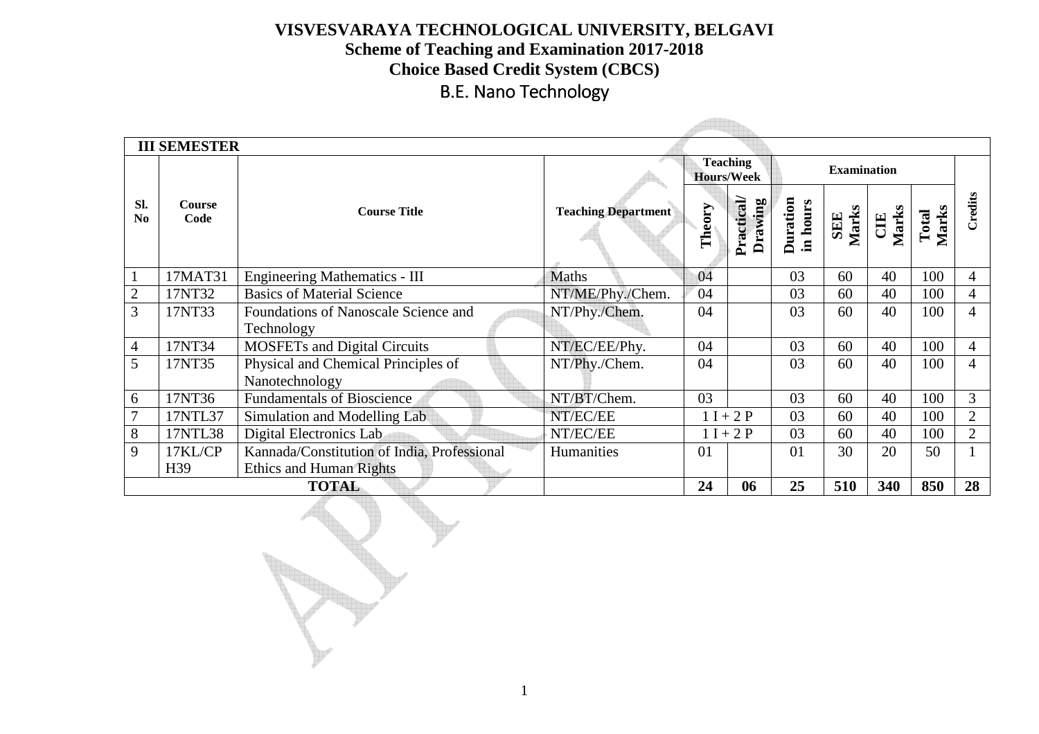# VISVESVARAYA TECHNOLOGICAL UNIVERSITY, BELGAVI

## Scheme of Teaching and Examination 2017-2018

## Choice Based Credit System (CBCS)

## B.E. Nano Technology

**III SEMESTER**

| Sl. No | Course Code | Course Title | Teaching Department | Teaching Hours/Week | | Examination | | | | Credits |
|---|---|---|---|---|---|---|---|---|---|---|
| | | | | Theory | Practical/ Drawing | Duration in hours | SEE Marks | CIE Marks | Total Marks | |
| 1 | 17MAT31 | Engineering Mathematics - III | Maths | 04 | | 03 | 60 | 40 | 100 | 4 |
| 2 | 17NT32 | Basics of Material Science | NT/ME/Phy./Chem. | 04 | | 03 | 60 | 40 | 100 | 4 |
| 3 | 17NT33 | Foundations of Nanoscale Science and Technology | NT/Phy./Chem. | 04 | | 03 | 60 | 40 | 100 | 4 |
| 4 | 17NT34 | MOSFETs and Digital Circuits | NT/EC/EE/Phy. | 04 | | 03 | 60 | 40 | 100 | 4 |
| 5 | 17NT35 | Physical and Chemical Principles of Nanotechnology | NT/Phy./Chem. | 04 | | 03 | 60 | 40 | 100 | 4 |
| 6 | 17NT36 | Fundamentals of Bioscience | NT/BT/Chem. | 03 | | 03 | 60 | 40 | 100 | 3 |
| 7 | 17NTL37 | Simulation and Modelling Lab | NT/EC/EE | 1 I + 2 P | | 03 | 60 | 40 | 100 | 2 |
| 8 | 17NTL38 | Digital Electronics Lab | NT/EC/EE | 1 I + 2 P | | 03 | 60 | 40 | 100 | 2 |
| 9 | 17KL/CPH39 | Kannada/Constitution of India, Professional Ethics and Human Rights | Humanities | 01 | | 01 | 30 | 20 | 50 | 1 |
| **TOTAL** | | | | **24** | **06** | **25** | **510** | **340** | **850** | **28** |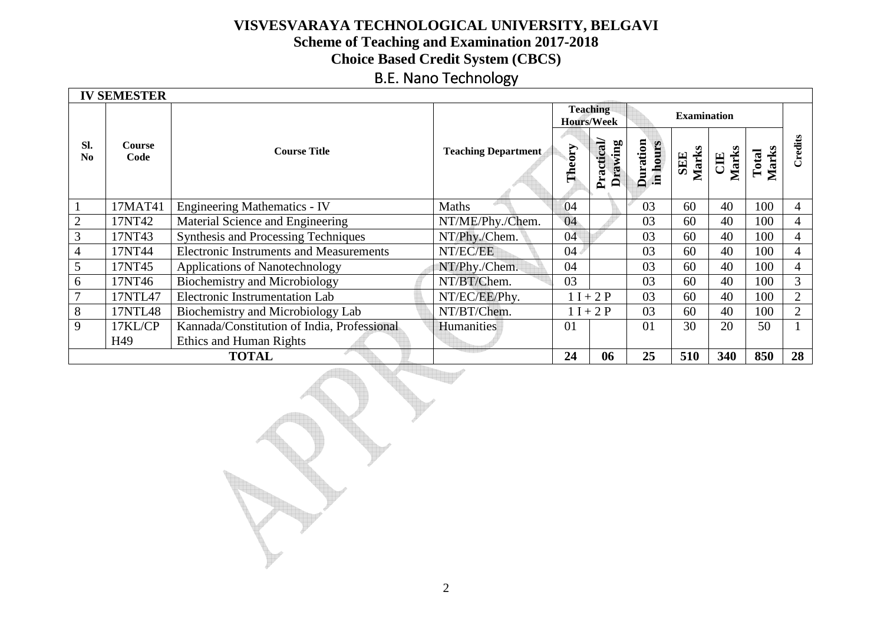# VISVESVARAYA TECHNOLOGICAL UNIVERSITY, BELGAVI

## Scheme of Teaching and Examination 2017-2018

## Choice Based Credit System (CBCS)

## B.E. Nano Technology

**IV SEMESTER**

| Sl. No | Course Code | Course Title | Teaching Department | Teaching Hours/Week | | Examination | | | | Credits |
|---|---|---|---|---|---|---|---|---|---|---|
| | | | | Theory | Practical/ Drawing | Duration in hours | SEE Marks | CIE Marks | Total Marks | |
| 1 | 17MAT41 | Engineering Mathematics - IV | Maths | 04 | | 03 | 60 | 40 | 100 | 4 |
| 2 | 17NT42 | Material Science and Engineering | NT/ME/Phy./Chem. | 04 | | 03 | 60 | 40 | 100 | 4 |
| 3 | 17NT43 | Synthesis and Processing Techniques | NT/Phy./Chem. | 04 | | 03 | 60 | 40 | 100 | 4 |
| 4 | 17NT44 | Electronic Instruments and Measurements | NT/EC/EE | 04 | | 03 | 60 | 40 | 100 | 4 |
| 5 | 17NT45 | Applications of Nanotechnology | NT/Phy./Chem. | 04 | | 03 | 60 | 40 | 100 | 4 |
| 6 | 17NT46 | Biochemistry and Microbiology | NT/BT/Chem. | 03 | | 03 | 60 | 40 | 100 | 3 |
| 7 | 17NTL47 | Electronic Instrumentation Lab | NT/EC/EE/Phy. | 1 I + 2 P | | 03 | 60 | 40 | 100 | 2 |
| 8 | 17NTL48 | Biochemistry and Microbiology Lab | NT/BT/Chem. | 1 I + 2 P | | 03 | 60 | 40 | 100 | 2 |
| 9 | 17KL/CPH49 | Kannada/Constitution of India, Professional Ethics and Human Rights | Humanities | 01 | | 01 | 30 | 20 | 50 | 1 |
| **TOTAL** | | | | **24** | **06** | **25** | **510** | **340** | **850** | **28** |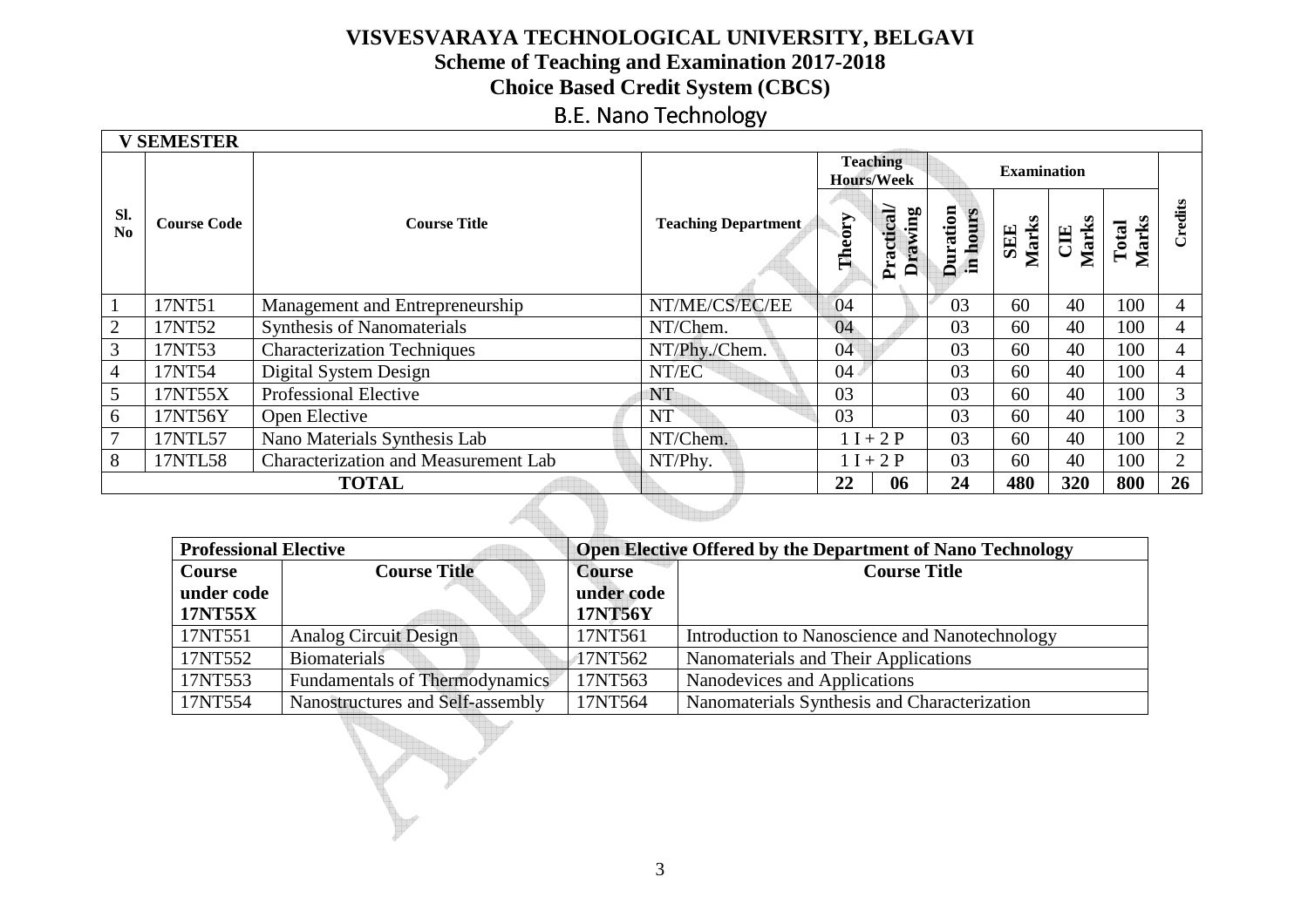# VISVESVARAYA TECHNOLOGICAL UNIVERSITY, BELGAVI

## Scheme of Teaching and Examination 2017-2018

## Choice Based Credit System (CBCS)

## B.E. Nano Technology

**V SEMESTER**

| Sl. No | Course Code | Course Title | Teaching Department | Teaching Hours/Week | | Examination | | | | Credits |
|---|---|---|---|---|---|---|---|---|---|---|
| | | | | Theory | Practical/ Drawing | Duration in hours | SEE Marks | CIE Marks | Total Marks | |
| 1 | 17NT51 | Management and Entrepreneurship | NT/ME/CS/EC/EE | 04 | | 03 | 60 | 40 | 100 | 4 |
| 2 | 17NT52 | Synthesis of Nanomaterials | NT/Chem. | 04 | | 03 | 60 | 40 | 100 | 4 |
| 3 | 17NT53 | Characterization Techniques | NT/Phy./Chem. | 04 | | 03 | 60 | 40 | 100 | 4 |
| 4 | 17NT54 | Digital System Design | NT/EC | 04 | | 03 | 60 | 40 | 100 | 4 |
| 5 | 17NT55X | Professional Elective | NT | 03 | | 03 | 60 | 40 | 100 | 3 |
| 6 | 17NT56Y | Open Elective | NT | 03 | | 03 | 60 | 40 | 100 | 3 |
| 7 | 17NTL57 | Nano Materials Synthesis Lab | NT/Chem. | 1 I + 2 P | | 03 | 60 | 40 | 100 | 2 |
| 8 | 17NTL58 | Characterization and Measurement Lab | NT/Phy. | 1 I + 2 P | | 03 | 60 | 40 | 100 | 2 |
| **TOTAL** | | | | **22** | **06** | **24** | **480** | **320** | **800** | **26** |

| **Professional Elective** | | **Open Elective Offered by the Department of Nano Technology** | |
|---|---|---|---|
| **Course under code 17NT55X** | **Course Title** | **Course under code 17NT56Y** | **Course Title** |
| 17NT551 | Analog Circuit Design | 17NT561 | Introduction to Nanoscience and Nanotechnology |
| 17NT552 | Biomaterials | 17NT562 | Nanomaterials and Their Applications |
| 17NT553 | Fundamentals of Thermodynamics | 17NT563 | Nanodevices and Applications |
| 17NT554 | Nanostructures and Self-assembly | 17NT564 | Nanomaterials Synthesis and Characterization |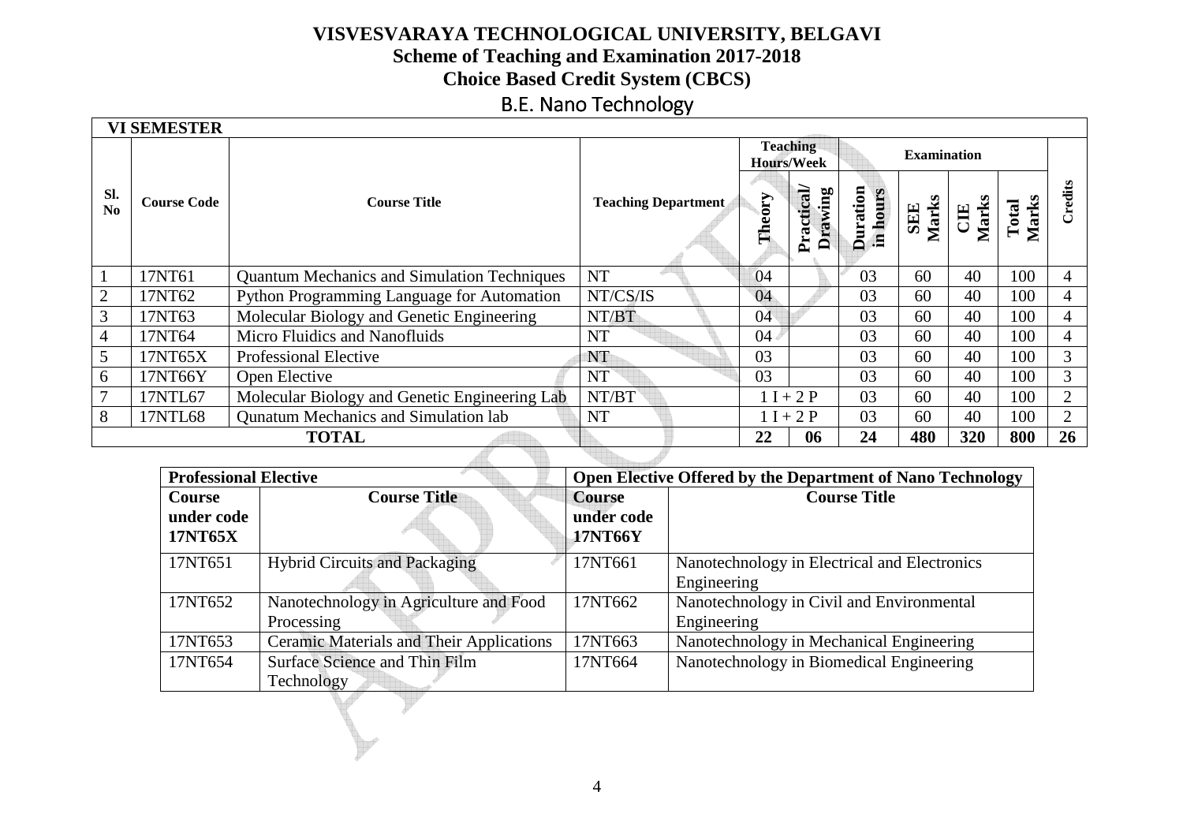# VISVESVARAYA TECHNOLOGICAL UNIVERSITY, BELGAVI

## Scheme of Teaching and Examination 2017-2018

## Choice Based Credit System (CBCS)

## B.E. Nano Technology

**VI SEMESTER**

| Sl. No | Course Code | Course Title | Teaching Department | Teaching Hours/Week | | Examination | | | | Credits |
|---|---|---|---|---|---|---|---|---|---|---|
| | | | | Theory | Practical/ Drawing | Duration in hours | SEE Marks | CIE Marks | Total Marks | |
| 1 | 17NT61 | Quantum Mechanics and Simulation Techniques | NT | 04 | | 03 | 60 | 40 | 100 | 4 |
| 2 | 17NT62 | Python Programming Language for Automation | NT/CS/IS | 04 | | 03 | 60 | 40 | 100 | 4 |
| 3 | 17NT63 | Molecular Biology and Genetic Engineering | NT/BT | 04 | | 03 | 60 | 40 | 100 | 4 |
| 4 | 17NT64 | Micro Fluidics and Nanofluids | NT | 04 | | 03 | 60 | 40 | 100 | 4 |
| 5 | 17NT65X | Professional Elective | NT | 03 | | 03 | 60 | 40 | 100 | 3 |
| 6 | 17NT66Y | Open Elective | NT | 03 | | 03 | 60 | 40 | 100 | 3 |
| 7 | 17NTL67 | Molecular Biology and Genetic Engineering Lab | NT/BT | 1 I + 2 P | | 03 | 60 | 40 | 100 | 2 |
| 8 | 17NTL68 | Qunatum Mechanics and Simulation lab | NT | 1 I + 2 P | | 03 | 60 | 40 | 100 | 2 |
| **TOTAL** | | | | **22** | **06** | **24** | **480** | **320** | **800** | **26** |

| **Professional Elective** | | **Open Elective Offered by the Department of Nano Technology** | |
|---|---|---|---|
| **Course under code 17NT65X** | **Course Title** | **Course under code 17NT66Y** | **Course Title** |
| 17NT651 | Hybrid Circuits and Packaging | 17NT661 | Nanotechnology in Electrical and Electronics Engineering |
| 17NT652 | Nanotechnology in Agriculture and Food Processing | 17NT662 | Nanotechnology in Civil and Environmental Engineering |
| 17NT653 | Ceramic Materials and Their Applications | 17NT663 | Nanotechnology in Mechanical Engineering |
| 17NT654 | Surface Science and Thin Film Technology | 17NT664 | Nanotechnology in Biomedical Engineering |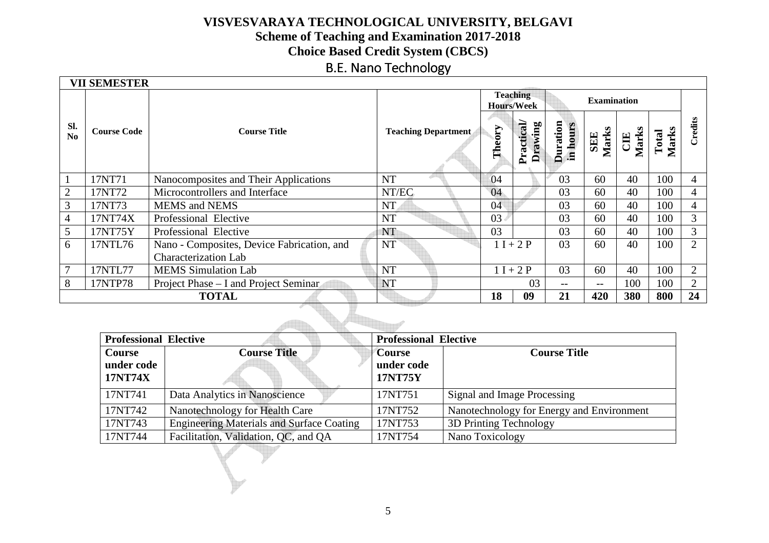# VISVESVARAYA TECHNOLOGICAL UNIVERSITY, BELGAVI

## Scheme of Teaching and Examination 2017-2018

## Choice Based Credit System (CBCS)

## B.E. Nano Technology

**VII SEMESTER**

| Sl. No | Course Code | Course Title | Teaching Department | Teaching Hours/Week | | Examination | | | | Credits |
|---|---|---|---|---|---|---|---|---|---|---|
| | | | | Theory | Practical/ Drawing | Duration in hours | SEE Marks | CIE Marks | Total Marks | |
| 1 | 17NT71 | Nanocomposites and Their Applications | NT | 04 | | 03 | 60 | 40 | 100 | 4 |
| 2 | 17NT72 | Microcontrollers and Interface | NT/EC | 04 | | 03 | 60 | 40 | 100 | 4 |
| 3 | 17NT73 | MEMS and NEMS | NT | 04 | | 03 | 60 | 40 | 100 | 4 |
| 4 | 17NT74X | Professional Elective | NT | 03 | | 03 | 60 | 40 | 100 | 3 |
| 5 | 17NT75Y | Professional Elective | NT | 03 | | 03 | 60 | 40 | 100 | 3 |
| 6 | 17NTL76 | Nano - Composites, Device Fabrication, and Characterization Lab | NT | 1 I + 2 P | | 03 | 60 | 40 | 100 | 2 |
| 7 | 17NTL77 | MEMS Simulation Lab | NT | 1 I + 2 P | | 03 | 60 | 40 | 100 | 2 |
| 8 | 17NTP78 | Project Phase – I and Project Seminar | NT | | 03 | -- | -- | 100 | 100 | 2 |
| | | **TOTAL** | | **18** | **09** | **21** | **420** | **380** | **800** | **24** |

| Professional Elective | | Professional Elective | |
|---|---|---|---|
| **Course under code 17NT74X** | **Course Title** | **Course under code 17NT75Y** | **Course Title** |
| 17NT741 | Data Analytics in Nanoscience | 17NT751 | Signal and Image Processing |
| 17NT742 | Nanotechnology for Health Care | 17NT752 | Nanotechnology for Energy and Environment |
| 17NT743 | Engineering Materials and Surface Coating | 17NT753 | 3D Printing Technology |
| 17NT744 | Facilitation, Validation, QC, and QA | 17NT754 | Nano Toxicology |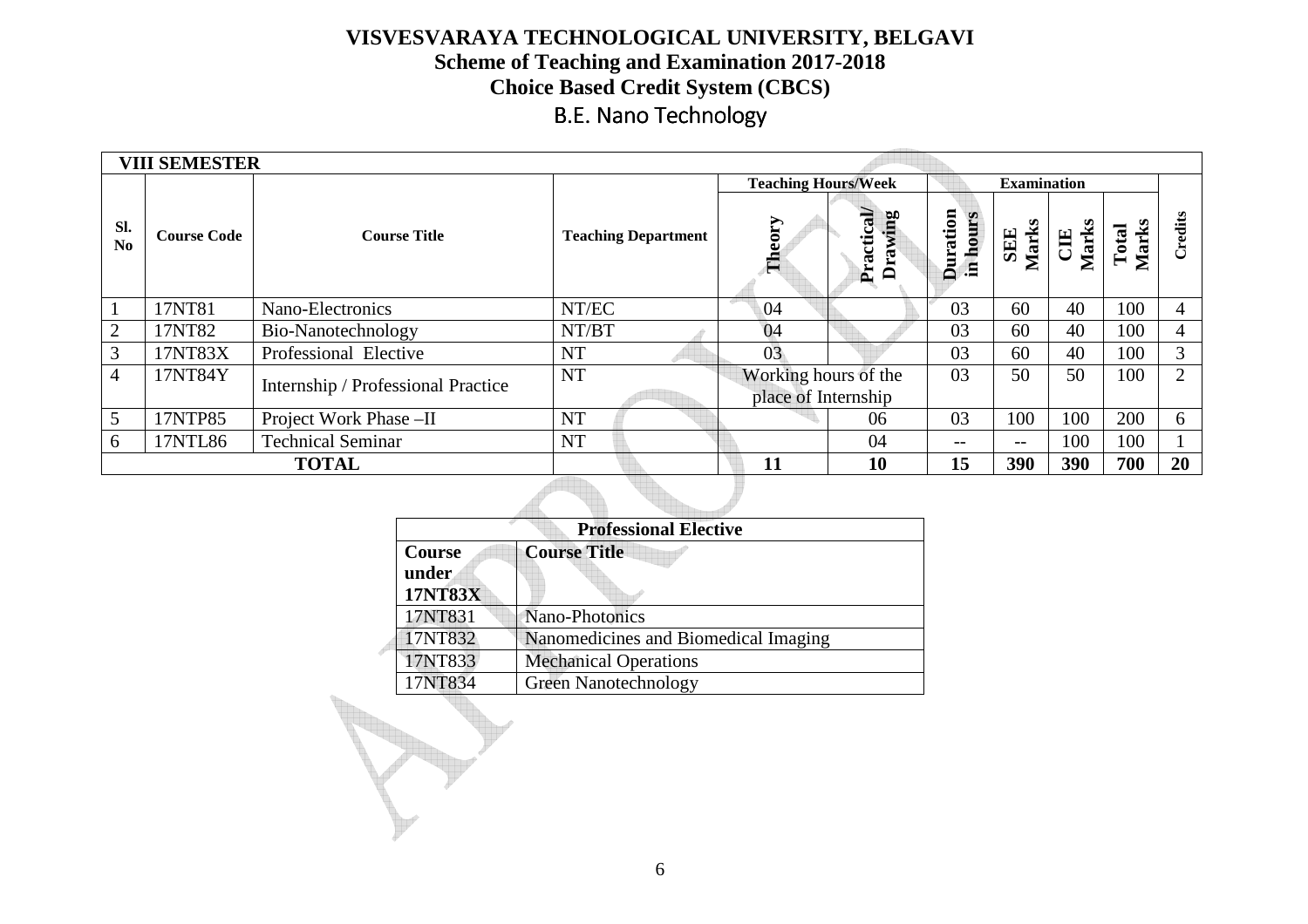# VISVESVARAYA TECHNOLOGICAL UNIVERSITY, BELGAVI

## Scheme of Teaching and Examination 2017-2018

## Choice Based Credit System (CBCS)

## B.E. Nano Technology

| VIII SEMESTER | | | | | | | | | | | |
|---|---|---|---|---|---|---|---|---|---|---|---|
| Sl. No | Course Code | Course Title | Teaching Department | Teaching Hours/Week | | Examination | | | | | Credits |
| | | | | Theory | Practical/ Drawing | Duration in hours | SEE Marks | CIE Marks | Total Marks | | |
| 1 | 17NT81 | Nano-Electronics | NT/EC | 04 | | 03 | 60 | 40 | 100 | | 4 |
| 2 | 17NT82 | Bio-Nanotechnology | NT/BT | 04 | | 03 | 60 | 40 | 100 | | 4 |
| 3 | 17NT83X | Professional Elective | NT | 03 | | 03 | 60 | 40 | 100 | | 3 |
| 4 | 17NT84Y | Internship / Professional Practice | NT | Working hours of the place of Internship | | 03 | 50 | 50 | 100 | | 2 |
| 5 | 17NTP85 | Project Work Phase –II | NT | | 06 | 03 | 100 | 100 | 200 | | 6 |
| 6 | 17NTL86 | Technical Seminar | NT | | 04 | -- | -- | 100 | 100 | | 1 |
| TOTAL | | | | 11 | 10 | 15 | 390 | 390 | 700 | | 20 |

| Professional Elective | |
|---|---|
| Course under 17NT83X | Course Title |
| 17NT831 | Nano-Photonics |
| 17NT832 | Nanomedicines and Biomedical Imaging |
| 17NT833 | Mechanical Operations |
| 17NT834 | Green Nanotechnology |